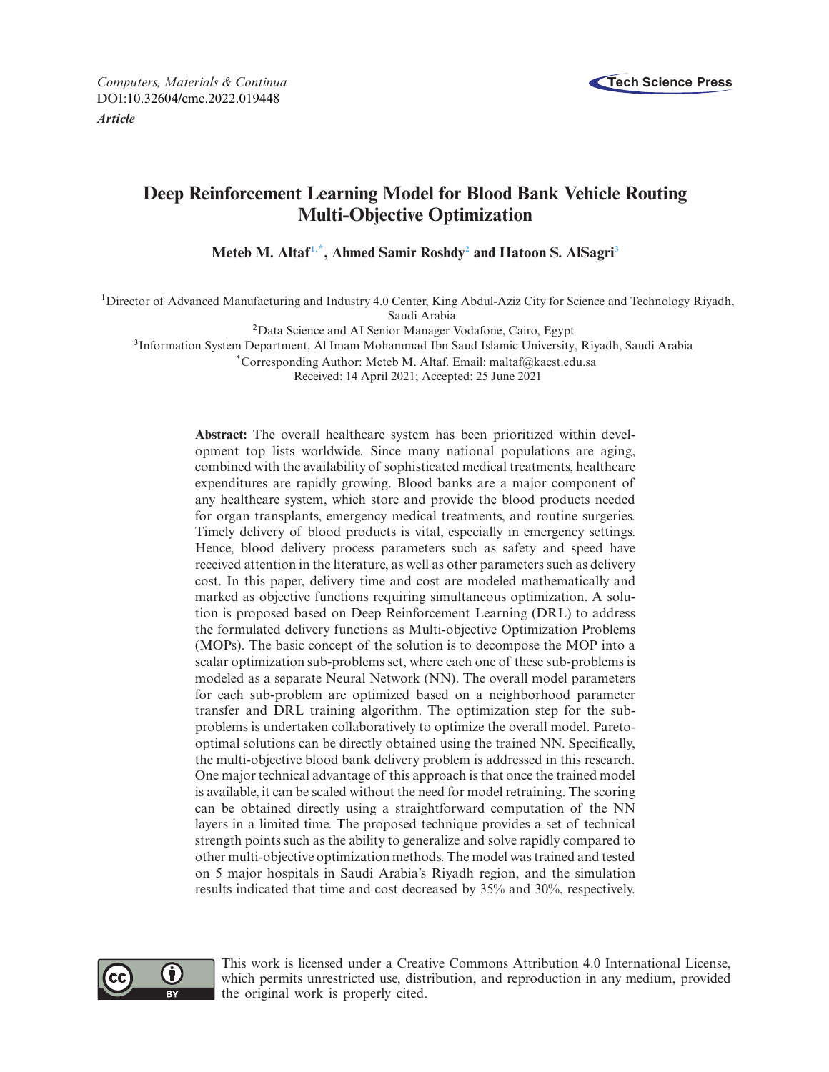*Computers, Materials & Continua*
DOI:10.32604/cmc.2022.019448
***Article***

# Deep Reinforcement Learning Model for Blood Bank Vehicle Routing Multi-Objective Optimization

**Meteb M. Altaf[1,*], Ahmed Samir Roshdy[2] and Hatoon S. AlSagri[3]**

[1]Director of Advanced Manufacturing and Industry 4.0 Center, King Abdul-Aziz City for Science and Technology Riyadh, Saudi Arabia

[2]Data Science and AI Senior Manager Vodafone, Cairo, Egypt

[3]Information System Department, Al Imam Mohammad Ibn Saud Islamic University, Riyadh, Saudi Arabia

[*]Corresponding Author: Meteb M. Altaf. Email: maltaf@kacst.edu.sa

Received: 14 April 2021; Accepted: 25 June 2021

**Abstract:** The overall healthcare system has been prioritized within development top lists worldwide. Since many national populations are aging, combined with the availability of sophisticated medical treatments, healthcare expenditures are rapidly growing. Blood banks are a major component of any healthcare system, which store and provide the blood products needed for organ transplants, emergency medical treatments, and routine surgeries. Timely delivery of blood products is vital, especially in emergency settings. Hence, blood delivery process parameters such as safety and speed have received attention in the literature, as well as other parameters such as delivery cost. In this paper, delivery time and cost are modeled mathematically and marked as objective functions requiring simultaneous optimization. A solution is proposed based on Deep Reinforcement Learning (DRL) to address the formulated delivery functions as Multi-objective Optimization Problems (MOPs). The basic concept of the solution is to decompose the MOP into a scalar optimization sub-problems set, where each one of these sub-problems is modeled as a separate Neural Network (NN). The overall model parameters for each sub-problem are optimized based on a neighborhood parameter transfer and DRL training algorithm. The optimization step for the sub-problems is undertaken collaboratively to optimize the overall model. Pareto-optimal solutions can be directly obtained using the trained NN. Specifically, the multi-objective blood bank delivery problem is addressed in this research. One major technical advantage of this approach is that once the trained model is available, it can be scaled without the need for model retraining. The scoring can be obtained directly using a straightforward computation of the NN layers in a limited time. The proposed technique provides a set of technical strength points such as the ability to generalize and solve rapidly compared to other multi-objective optimization methods. The model was trained and tested on 5 major hospitals in Saudi Arabia's Riyadh region, and the simulation results indicated that time and cost decreased by 35% and 30%, respectively.

This work is licensed under a Creative Commons Attribution 4.0 International License, which permits unrestricted use, distribution, and reproduction in any medium, provided the original work is properly cited.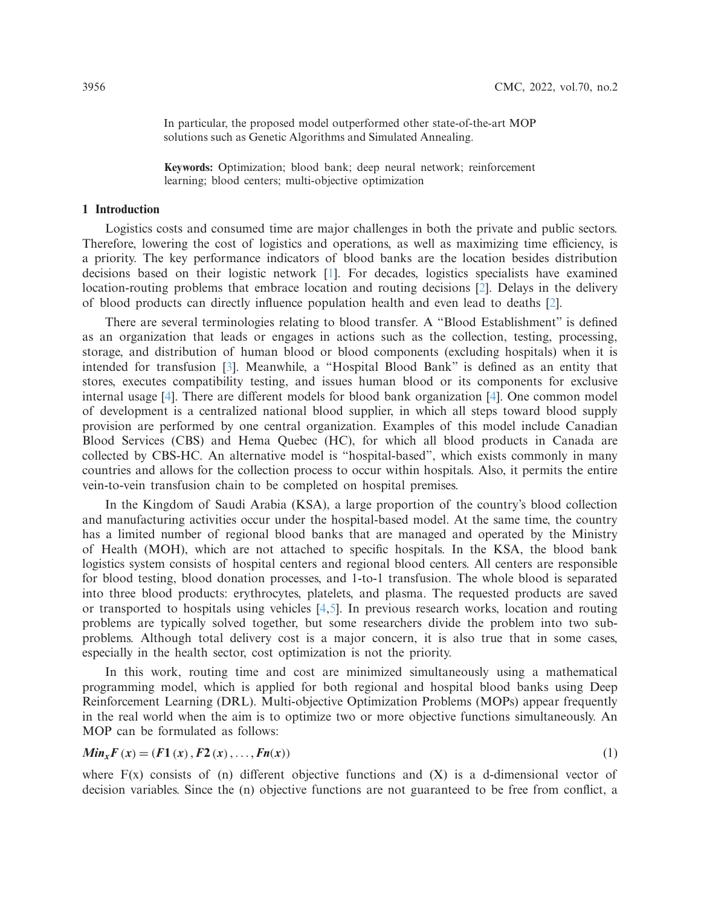In particular, the proposed model outperformed other state-of-the-art MOP solutions such as Genetic Algorithms and Simulated Annealing.

**Keywords:** Optimization; blood bank; deep neural network; reinforcement learning; blood centers; multi-objective optimization

## 1 Introduction

Logistics costs and consumed time are major challenges in both the private and public sectors. Therefore, lowering the cost of logistics and operations, as well as maximizing time efficiency, is a priority. The key performance indicators of blood banks are the location besides distribution decisions based on their logistic network [1]. For decades, logistics specialists have examined location-routing problems that embrace location and routing decisions [2]. Delays in the delivery of blood products can directly influence population health and even lead to deaths [2].

There are several terminologies relating to blood transfer. A "Blood Establishment" is defined as an organization that leads or engages in actions such as the collection, testing, processing, storage, and distribution of human blood or blood components (excluding hospitals) when it is intended for transfusion [3]. Meanwhile, a "Hospital Blood Bank" is defined as an entity that stores, executes compatibility testing, and issues human blood or its components for exclusive internal usage [4]. There are different models for blood bank organization [4]. One common model of development is a centralized national blood supplier, in which all steps toward blood supply provision are performed by one central organization. Examples of this model include Canadian Blood Services (CBS) and Hema Quebec (HC), for which all blood products in Canada are collected by CBS-HC. An alternative model is "hospital-based", which exists commonly in many countries and allows for the collection process to occur within hospitals. Also, it permits the entire vein-to-vein transfusion chain to be completed on hospital premises.

In the Kingdom of Saudi Arabia (KSA), a large proportion of the country's blood collection and manufacturing activities occur under the hospital-based model. At the same time, the country has a limited number of regional blood banks that are managed and operated by the Ministry of Health (MOH), which are not attached to specific hospitals. In the KSA, the blood bank logistics system consists of hospital centers and regional blood centers. All centers are responsible for blood testing, blood donation processes, and 1-to-1 transfusion. The whole blood is separated into three blood products: erythrocytes, platelets, and plasma. The requested products are saved or transported to hospitals using vehicles [4,5]. In previous research works, location and routing problems are typically solved together, but some researchers divide the problem into two sub-problems. Although total delivery cost is a major concern, it is also true that in some cases, especially in the health sector, cost optimization is not the priority.

In this work, routing time and cost are minimized simultaneously using a mathematical programming model, which is applied for both regional and hospital blood banks using Deep Reinforcement Learning (DRL). Multi-objective Optimization Problems (MOPs) appear frequently in the real world when the aim is to optimize two or more objective functions simultaneously. An MOP can be formulated as follows:

$$Min_x F(x) = (F1(x), F2(x), \ldots, Fn(x)) \tag{1}$$

where F(x) consists of (n) different objective functions and (X) is a d-dimensional vector of decision variables. Since the (n) objective functions are not guaranteed to be free from conflict, a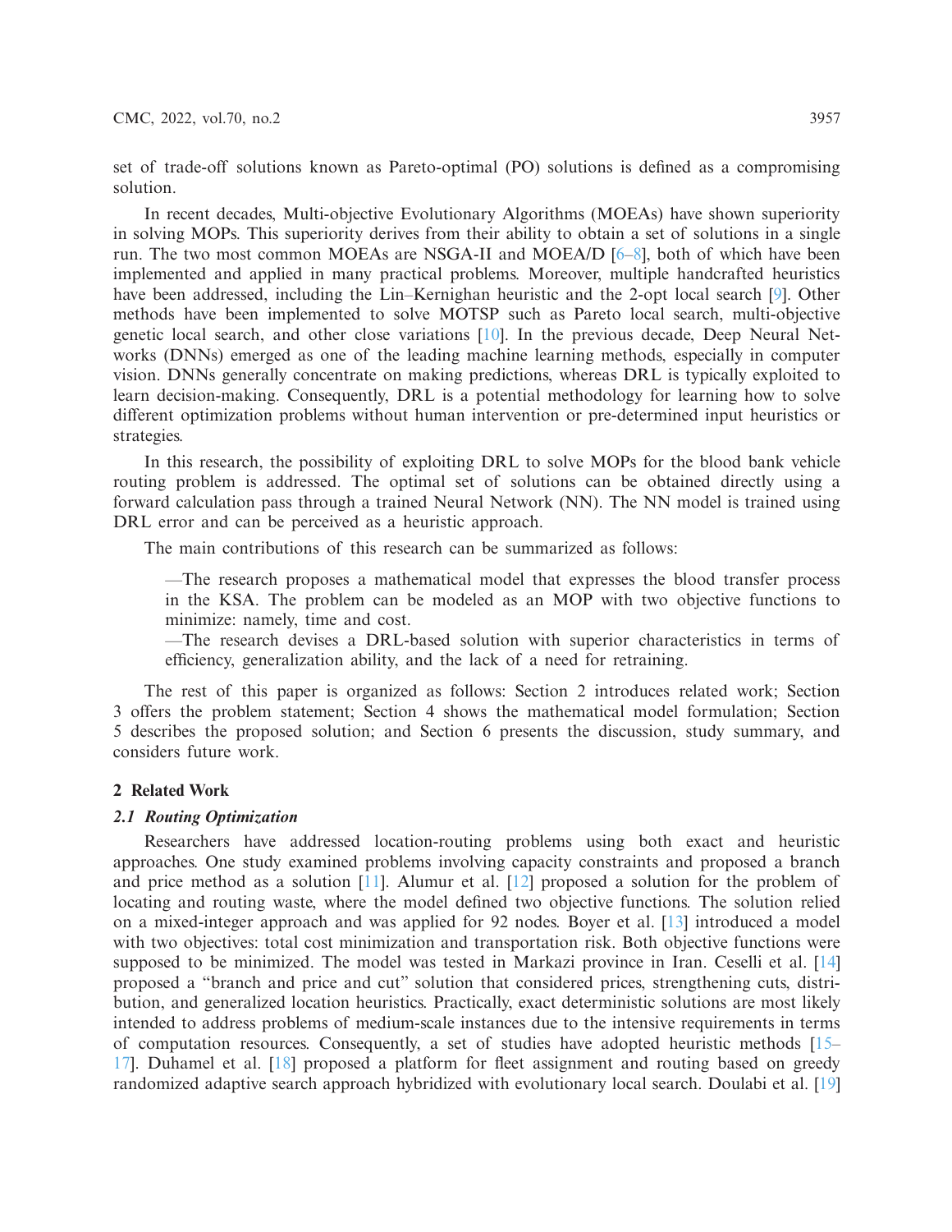set of trade-off solutions known as Pareto-optimal (PO) solutions is defined as a compromising solution.

In recent decades, Multi-objective Evolutionary Algorithms (MOEAs) have shown superiority in solving MOPs. This superiority derives from their ability to obtain a set of solutions in a single run. The two most common MOEAs are NSGA-II and MOEA/D [6–8], both of which have been implemented and applied in many practical problems. Moreover, multiple handcrafted heuristics have been addressed, including the Lin–Kernighan heuristic and the 2-opt local search [9]. Other methods have been implemented to solve MOTSP such as Pareto local search, multi-objective genetic local search, and other close variations [10]. In the previous decade, Deep Neural Networks (DNNs) emerged as one of the leading machine learning methods, especially in computer vision. DNNs generally concentrate on making predictions, whereas DRL is typically exploited to learn decision-making. Consequently, DRL is a potential methodology for learning how to solve different optimization problems without human intervention or pre-determined input heuristics or strategies.

In this research, the possibility of exploiting DRL to solve MOPs for the blood bank vehicle routing problem is addressed. The optimal set of solutions can be obtained directly using a forward calculation pass through a trained Neural Network (NN). The NN model is trained using DRL error and can be perceived as a heuristic approach.

The main contributions of this research can be summarized as follows:

—The research proposes a mathematical model that expresses the blood transfer process in the KSA. The problem can be modeled as an MOP with two objective functions to minimize: namely, time and cost.

—The research devises a DRL-based solution with superior characteristics in terms of efficiency, generalization ability, and the lack of a need for retraining.

The rest of this paper is organized as follows: Section 2 introduces related work; Section 3 offers the problem statement; Section 4 shows the mathematical model formulation; Section 5 describes the proposed solution; and Section 6 presents the discussion, study summary, and considers future work.

## 2 Related Work

### *2.1 Routing Optimization*

Researchers have addressed location-routing problems using both exact and heuristic approaches. One study examined problems involving capacity constraints and proposed a branch and price method as a solution [11]. Alumur et al. [12] proposed a solution for the problem of locating and routing waste, where the model defined two objective functions. The solution relied on a mixed-integer approach and was applied for 92 nodes. Boyer et al. [13] introduced a model with two objectives: total cost minimization and transportation risk. Both objective functions were supposed to be minimized. The model was tested in Markazi province in Iran. Ceselli et al. [14] proposed a "branch and price and cut" solution that considered prices, strengthening cuts, distribution, and generalized location heuristics. Practically, exact deterministic solutions are most likely intended to address problems of medium-scale instances due to the intensive requirements in terms of computation resources. Consequently, a set of studies have adopted heuristic methods [15–17]. Duhamel et al. [18] proposed a platform for fleet assignment and routing based on greedy randomized adaptive search approach hybridized with evolutionary local search. Doulabi et al. [19]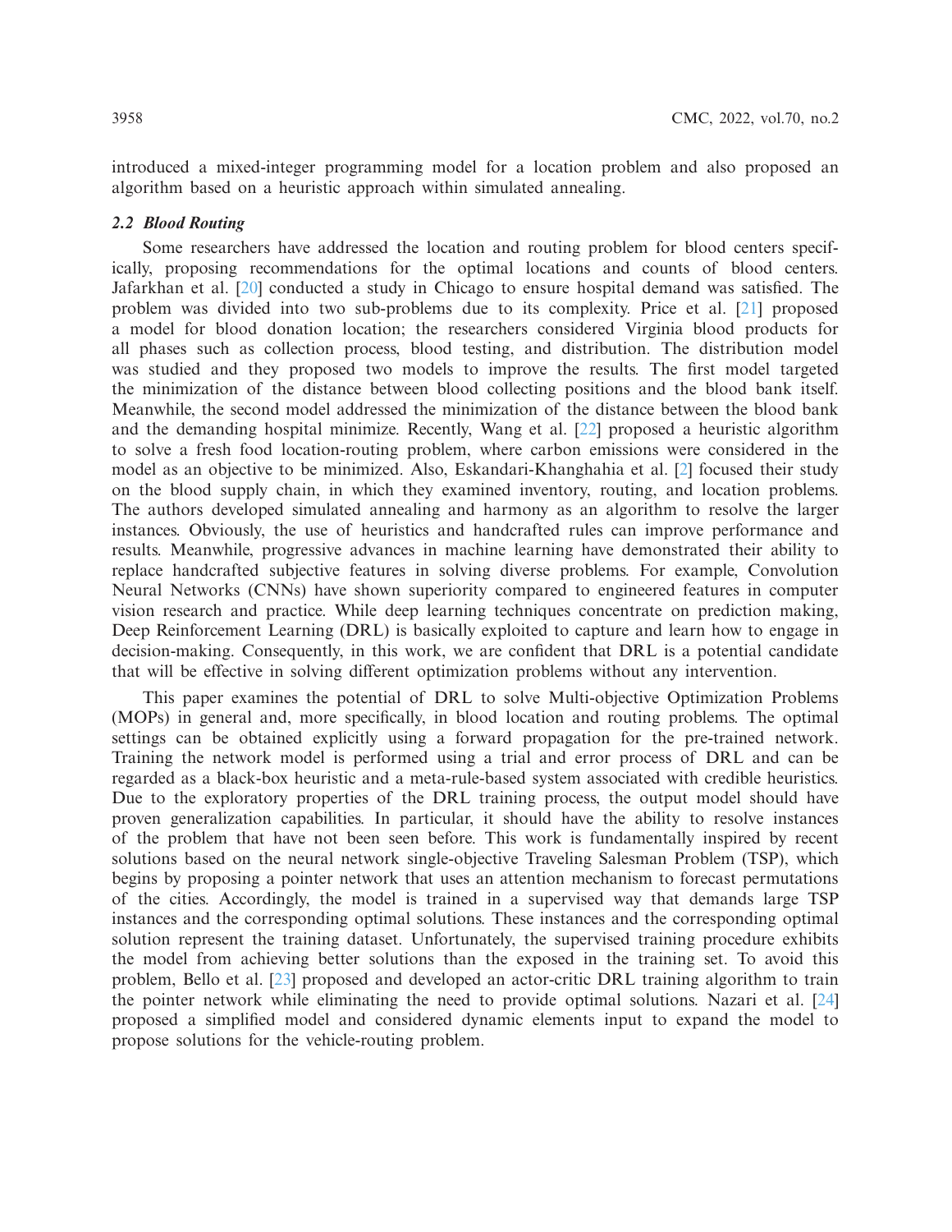introduced a mixed-integer programming model for a location problem and also proposed an algorithm based on a heuristic approach within simulated annealing.

### *2.2 Blood Routing*

Some researchers have addressed the location and routing problem for blood centers specifically, proposing recommendations for the optimal locations and counts of blood centers. Jafarkhan et al. [20] conducted a study in Chicago to ensure hospital demand was satisfied. The problem was divided into two sub-problems due to its complexity. Price et al. [21] proposed a model for blood donation location; the researchers considered Virginia blood products for all phases such as collection process, blood testing, and distribution. The distribution model was studied and they proposed two models to improve the results. The first model targeted the minimization of the distance between blood collecting positions and the blood bank itself. Meanwhile, the second model addressed the minimization of the distance between the blood bank and the demanding hospital minimize. Recently, Wang et al. [22] proposed a heuristic algorithm to solve a fresh food location-routing problem, where carbon emissions were considered in the model as an objective to be minimized. Also, Eskandari-Khanghahia et al. [2] focused their study on the blood supply chain, in which they examined inventory, routing, and location problems. The authors developed simulated annealing and harmony as an algorithm to resolve the larger instances. Obviously, the use of heuristics and handcrafted rules can improve performance and results. Meanwhile, progressive advances in machine learning have demonstrated their ability to replace handcrafted subjective features in solving diverse problems. For example, Convolution Neural Networks (CNNs) have shown superiority compared to engineered features in computer vision research and practice. While deep learning techniques concentrate on prediction making, Deep Reinforcement Learning (DRL) is basically exploited to capture and learn how to engage in decision-making. Consequently, in this work, we are confident that DRL is a potential candidate that will be effective in solving different optimization problems without any intervention.

This paper examines the potential of DRL to solve Multi-objective Optimization Problems (MOPs) in general and, more specifically, in blood location and routing problems. The optimal settings can be obtained explicitly using a forward propagation for the pre-trained network. Training the network model is performed using a trial and error process of DRL and can be regarded as a black-box heuristic and a meta-rule-based system associated with credible heuristics. Due to the exploratory properties of the DRL training process, the output model should have proven generalization capabilities. In particular, it should have the ability to resolve instances of the problem that have not been seen before. This work is fundamentally inspired by recent solutions based on the neural network single-objective Traveling Salesman Problem (TSP), which begins by proposing a pointer network that uses an attention mechanism to forecast permutations of the cities. Accordingly, the model is trained in a supervised way that demands large TSP instances and the corresponding optimal solutions. These instances and the corresponding optimal solution represent the training dataset. Unfortunately, the supervised training procedure exhibits the model from achieving better solutions than the exposed in the training set. To avoid this problem, Bello et al. [23] proposed and developed an actor-critic DRL training algorithm to train the pointer network while eliminating the need to provide optimal solutions. Nazari et al. [24] proposed a simplified model and considered dynamic elements input to expand the model to propose solutions for the vehicle-routing problem.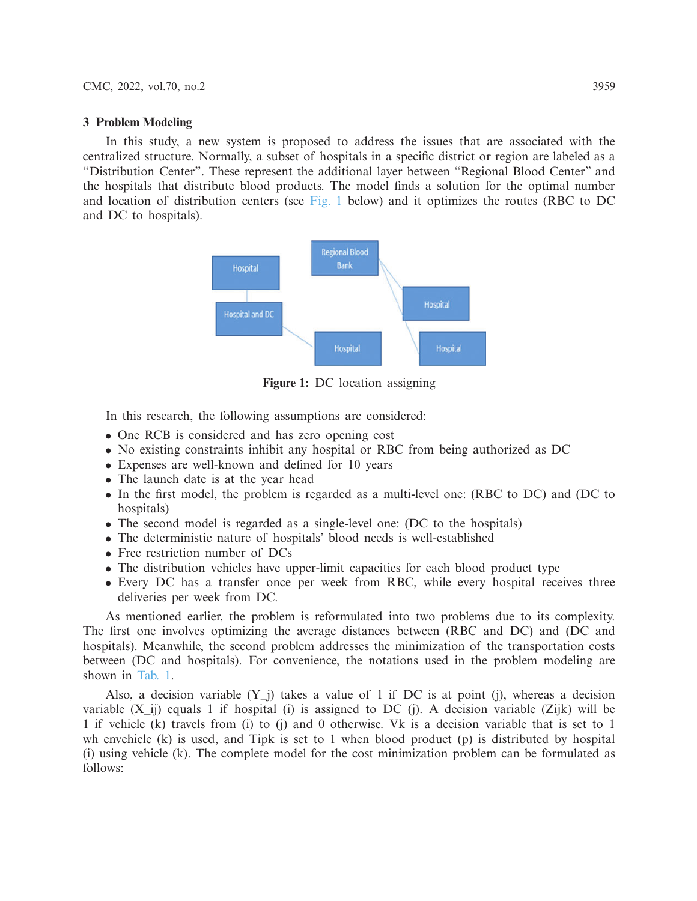## 3 Problem Modeling

In this study, a new system is proposed to address the issues that are associated with the centralized structure. Normally, a subset of hospitals in a specific district or region are labeled as a "Distribution Center". These represent the additional layer between "Regional Blood Center" and the hospitals that distribute blood products. The model finds a solution for the optimal number and location of distribution centers (see Fig. 1 below) and it optimizes the routes (RBC to DC and DC to hospitals).

**Figure 1:** DC location assigning

In this research, the following assumptions are considered:

- One RCB is considered and has zero opening cost
- No existing constraints inhibit any hospital or RBC from being authorized as DC
- Expenses are well-known and defined for 10 years
- The launch date is at the year head
- In the first model, the problem is regarded as a multi-level one: (RBC to DC) and (DC to hospitals)
- The second model is regarded as a single-level one: (DC to the hospitals)
- The deterministic nature of hospitals' blood needs is well-established
- Free restriction number of DCs
- The distribution vehicles have upper-limit capacities for each blood product type
- Every DC has a transfer once per week from RBC, while every hospital receives three deliveries per week from DC.

As mentioned earlier, the problem is reformulated into two problems due to its complexity. The first one involves optimizing the average distances between (RBC and DC) and (DC and hospitals). Meanwhile, the second problem addresses the minimization of the transportation costs between (DC and hospitals). For convenience, the notations used in the problem modeling are shown in Tab. 1.

Also, a decision variable ($Y\_j$) takes a value of 1 if DC is at point (j), whereas a decision variable ($X\_ij$) equals 1 if hospital (i) is assigned to DC (j). A decision variable (Zijk) will be 1 if vehicle (k) travels from (i) to (j) and 0 otherwise. Vk is a decision variable that is set to 1 wh envehicle (k) is used, and Tipk is set to 1 when blood product (p) is distributed by hospital (i) using vehicle (k). The complete model for the cost minimization problem can be formulated as follows: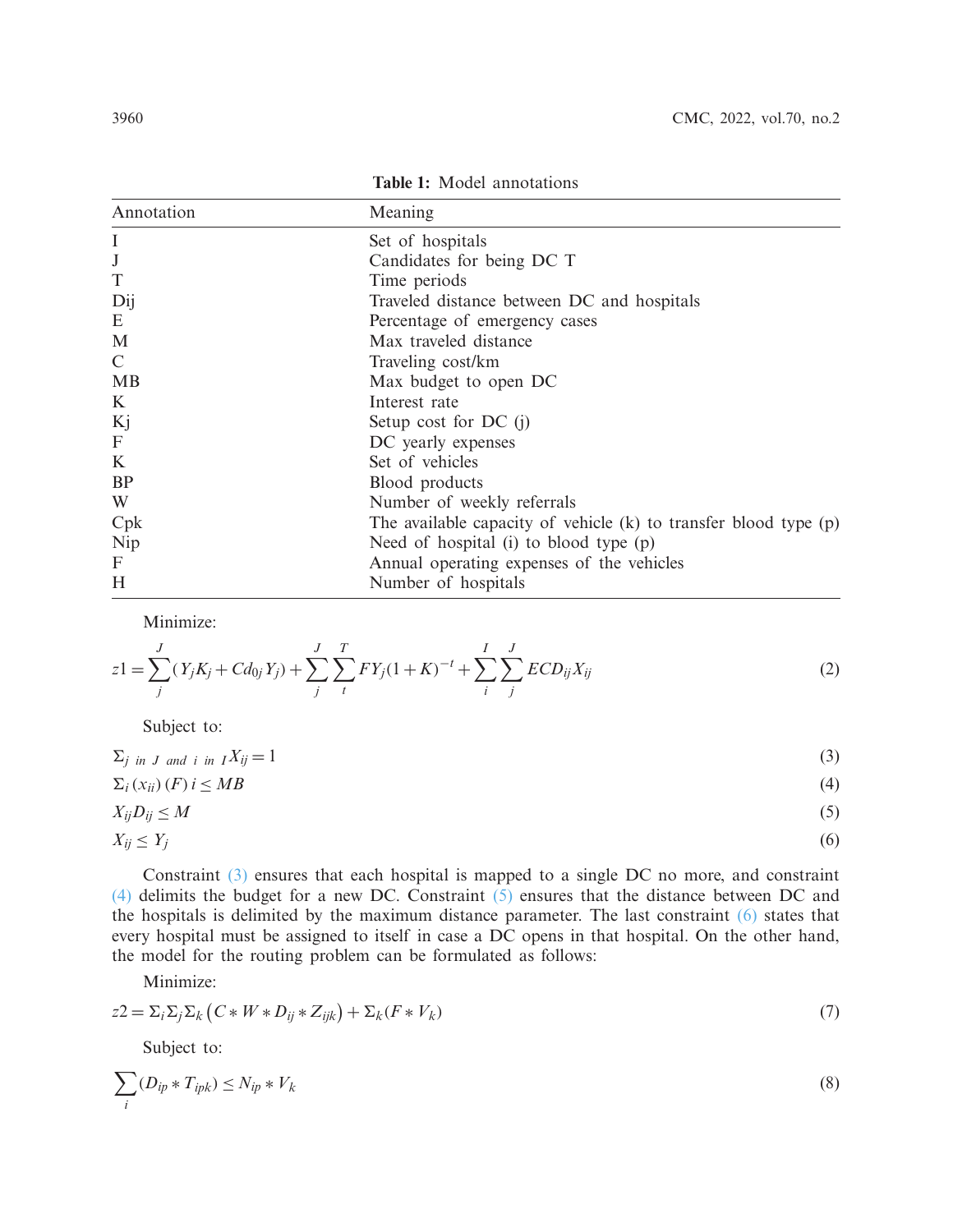**Table 1:** Model annotations

| Annotation | Meaning |
|---|---|
| I | Set of hospitals |
| J | Candidates for being DC T |
| T | Time periods |
| Dij | Traveled distance between DC and hospitals |
| E | Percentage of emergency cases |
| M | Max traveled distance |
| C | Traveling cost/km |
| MB | Max budget to open DC |
| K | Interest rate |
| Kj | Setup cost for DC (j) |
| F | DC yearly expenses |
| K | Set of vehicles |
| BP | Blood products |
| W | Number of weekly referrals |
| Cpk | The available capacity of vehicle (k) to transfer blood type (p) |
| Nip | Need of hospital (i) to blood type (p) |
| F | Annual operating expenses of the vehicles |
| H | Number of hospitals |

Minimize:

$$z1 = \sum_{j}^{J} (Y_j K_j + Cd_{0j} Y_j) + \sum_{j}^{J} \sum_{t}^{T} FY_j (1+K)^{-t} + \sum_{i}^{I} \sum_{j}^{J} ECD_{ij} X_{ij} \tag{2}$$

Subject to:

$$\Sigma_{j \ in \ J \ and \ i \ in \ I} X_{ij} = 1 \tag{3}$$

$$\Sigma_i (x_{ii}) (F) i \leq MB \tag{4}$$

$$X_{ij} D_{ij} \leq M \tag{5}$$

$$X_{ij} \leq Y_j \tag{6}$$

Constraint (3) ensures that each hospital is mapped to a single DC no more, and constraint (4) delimits the budget for a new DC. Constraint (5) ensures that the distance between DC and the hospitals is delimited by the maximum distance parameter. The last constraint (6) states that every hospital must be assigned to itself in case a DC opens in that hospital. On the other hand, the model for the routing problem can be formulated as follows:

Minimize:

$$z2 = \Sigma_i \Sigma_j \Sigma_k \left( C * W * D_{ij} * Z_{ijk} \right) + \Sigma_k (F * V_k) \tag{7}$$

Subject to:

$$\sum_{i} (D_{ip} * T_{ipk}) \leq N_{ip} * V_k \tag{8}$$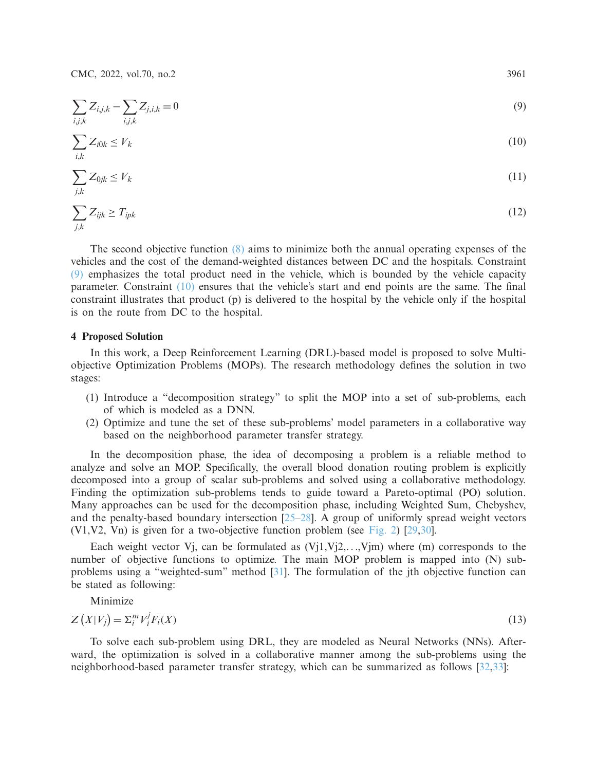$$\sum_{i,j,k} Z_{i,j,k} - \sum_{i,j,k} Z_{j,i,k} = 0 \tag{9}$$

$$\sum_{i,k} Z_{i0k} \le V_k \tag{10}$$

$$\sum_{j,k} Z_{0jk} \le V_k \tag{11}$$

$$\sum_{j,k} Z_{ijk} \ge T_{ipk} \tag{12}$$

The second objective function (8) aims to minimize both the annual operating expenses of the vehicles and the cost of the demand-weighted distances between DC and the hospitals. Constraint (9) emphasizes the total product need in the vehicle, which is bounded by the vehicle capacity parameter. Constraint (10) ensures that the vehicle's start and end points are the same. The final constraint illustrates that product (p) is delivered to the hospital by the vehicle only if the hospital is on the route from DC to the hospital.

## 4 Proposed Solution

In this work, a Deep Reinforcement Learning (DRL)-based model is proposed to solve Multi-objective Optimization Problems (MOPs). The research methodology defines the solution in two stages:

(1) Introduce a "decomposition strategy" to split the MOP into a set of sub-problems, each of which is modeled as a DNN.
(2) Optimize and tune the set of these sub-problems' model parameters in a collaborative way based on the neighborhood parameter transfer strategy.

In the decomposition phase, the idea of decomposing a problem is a reliable method to analyze and solve an MOP. Specifically, the overall blood donation routing problem is explicitly decomposed into a group of scalar sub-problems and solved using a collaborative methodology. Finding the optimization sub-problems tends to guide toward a Pareto-optimal (PO) solution. Many approaches can be used for the decomposition phase, including Weighted Sum, Chebyshev, and the penalty-based boundary intersection [25–28]. A group of uniformly spread weight vectors (V1,V2, Vn) is given for a two-objective function problem (see Fig. 2) [29,30].

Each weight vector Vj, can be formulated as (Vj1,Vj2,…,Vjm) where (m) corresponds to the number of objective functions to optimize. The main MOP problem is mapped into (N) sub-problems using a "weighted-sum" method [31]. The formulation of the jth objective function can be stated as following:

Minimize

$$Z\left(X|V_j\right) = \Sigma_i^m V_i^j F_i(X) \tag{13}$$

To solve each sub-problem using DRL, they are modeled as Neural Networks (NNs). Afterward, the optimization is solved in a collaborative manner among the sub-problems using the neighborhood-based parameter transfer strategy, which can be summarized as follows [32,33]: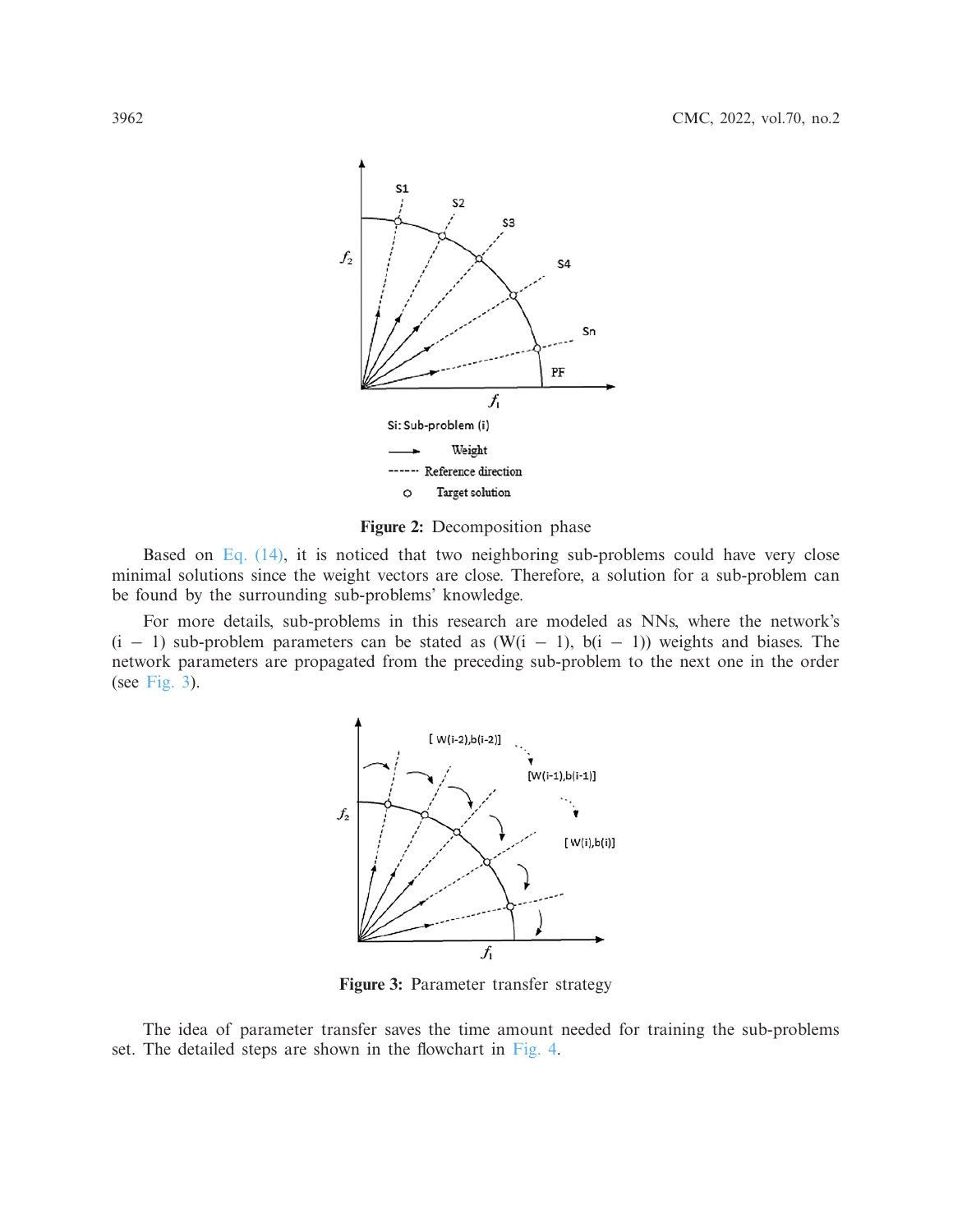Figure 2: Decomposition phase

Based on Eq. (14), it is noticed that two neighboring sub-problems could have very close minimal solutions since the weight vectors are close. Therefore, a solution for a sub-problem can be found by the surrounding sub-problems' knowledge.

For more details, sub-problems in this research are modeled as NNs, where the network's $(i-1)$ sub-problem parameters can be stated as $(W(i-1), b(i-1))$ weights and biases. The network parameters are propagated from the preceding sub-problem to the next one in the order (see Fig. 3).

Figure 3: Parameter transfer strategy

The idea of parameter transfer saves the time amount needed for training the sub-problems set. The detailed steps are shown in the flowchart in Fig. 4.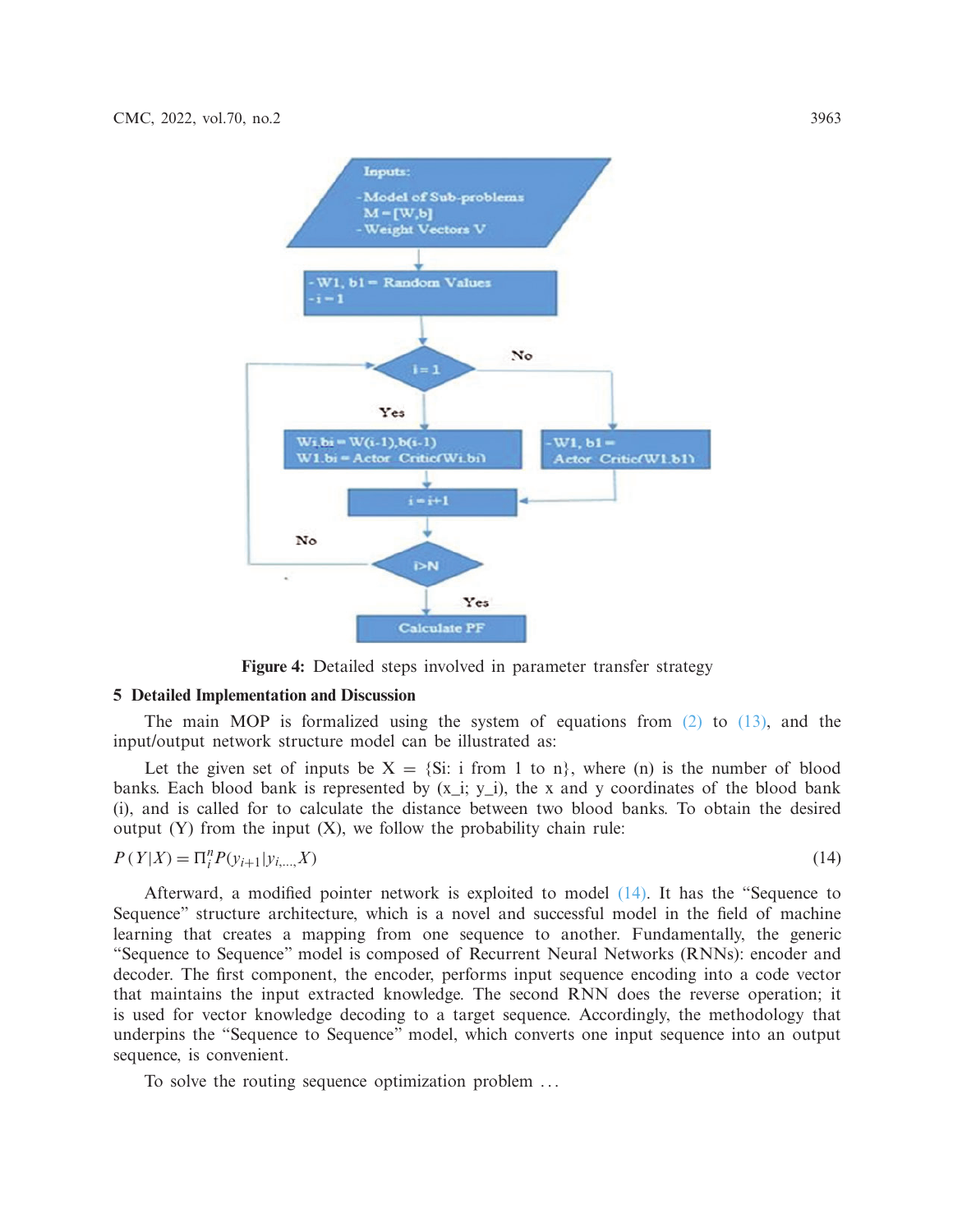Figure 4: Detailed steps involved in parameter transfer strategy

## 5 Detailed Implementation and Discussion

The main MOP is formalized using the system of equations from (2) to (13), and the input/output network structure model can be illustrated as:

Let the given set of inputs be X = {Si: i from 1 to n}, where (n) is the number of blood banks. Each blood bank is represented by (x_i; y_i), the x and y coordinates of the blood bank (i), and is called for to calculate the distance between two blood banks. To obtain the desired output (Y) from the input (X), we follow the probability chain rule:

$$P(Y|X) = \Pi_i^n P(y_{i+1}|y_{i,\dots,}X) \tag{14}$$

Afterward, a modified pointer network is exploited to model (14). It has the "Sequence to Sequence" structure architecture, which is a novel and successful model in the field of machine learning that creates a mapping from one sequence to another. Fundamentally, the generic "Sequence to Sequence" model is composed of Recurrent Neural Networks (RNNs): encoder and decoder. The first component, the encoder, performs input sequence encoding into a code vector that maintains the input extracted knowledge. The second RNN does the reverse operation; it is used for vector knowledge decoding to a target sequence. Accordingly, the methodology that underpins the "Sequence to Sequence" model, which converts one input sequence into an output sequence, is convenient.

To solve the routing sequence optimization problem …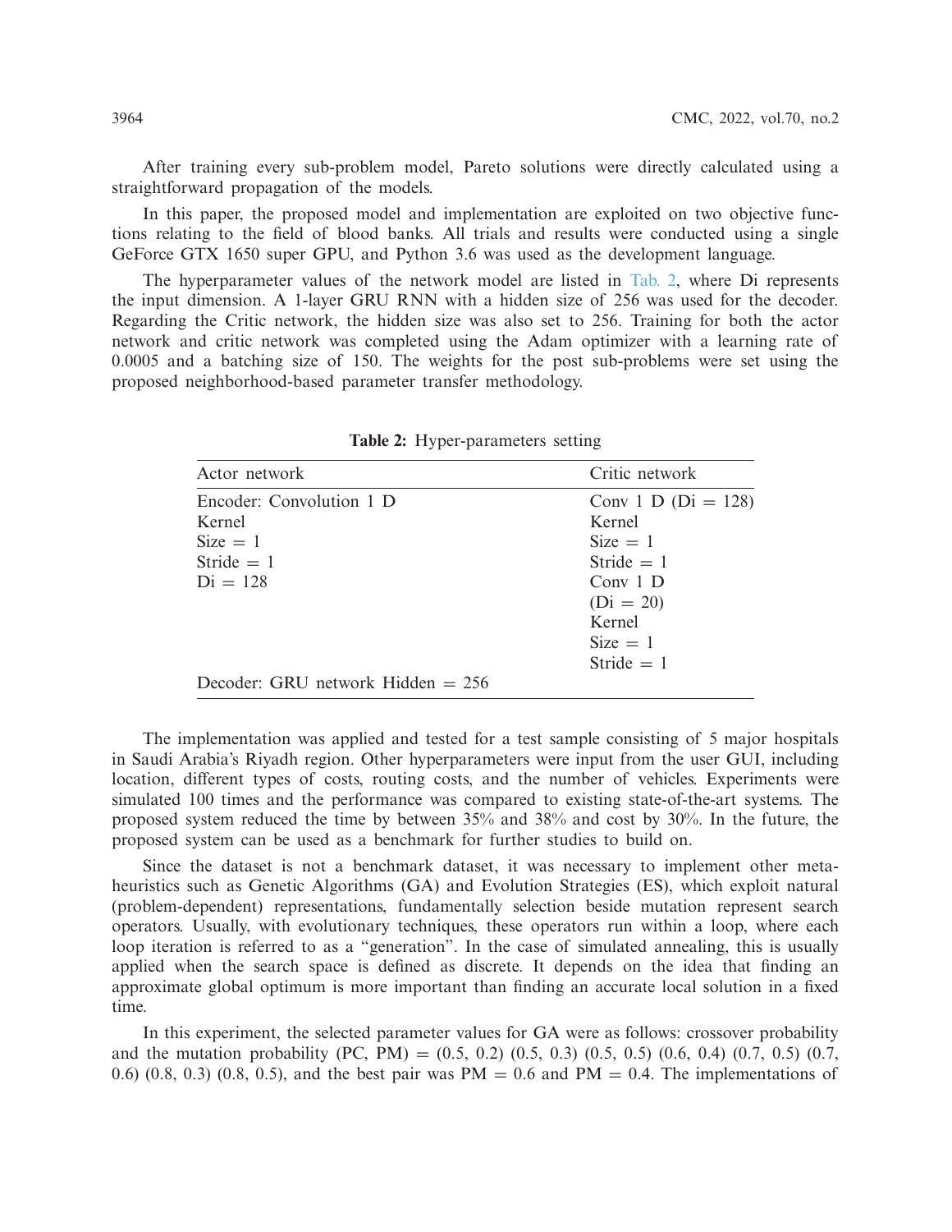After training every sub-problem model, Pareto solutions were directly calculated using a straightforward propagation of the models.

In this paper, the proposed model and implementation are exploited on two objective functions relating to the field of blood banks. All trials and results were conducted using a single GeForce GTX 1650 super GPU, and Python 3.6 was used as the development language.

The hyperparameter values of the network model are listed in Tab. 2, where Di represents the input dimension. A 1-layer GRU RNN with a hidden size of 256 was used for the decoder. Regarding the Critic network, the hidden size was also set to 256. Training for both the actor network and critic network was completed using the Adam optimizer with a learning rate of 0.0005 and a batching size of 150. The weights for the post sub-problems were set using the proposed neighborhood-based parameter transfer methodology.

**Table 2:** Hyper-parameters setting

| Actor network | Critic network |
|---|---|
| Encoder: Convolution 1 D<br>Kernel<br>Size = 1<br>Stride = 1<br>Di = 128 | Conv 1 D (Di = 128)<br>Kernel<br>Size = 1<br>Stride = 1<br>Conv 1 D<br>(Di = 20)<br>Kernel<br>Size = 1<br>Stride = 1 |
| Decoder: GRU network Hidden = 256 | |

The implementation was applied and tested for a test sample consisting of 5 major hospitals in Saudi Arabia's Riyadh region. Other hyperparameters were input from the user GUI, including location, different types of costs, routing costs, and the number of vehicles. Experiments were simulated 100 times and the performance was compared to existing state-of-the-art systems. The proposed system reduced the time by between 35% and 38% and cost by 30%. In the future, the proposed system can be used as a benchmark for further studies to build on.

Since the dataset is not a benchmark dataset, it was necessary to implement other metaheuristics such as Genetic Algorithms (GA) and Evolution Strategies (ES), which exploit natural (problem-dependent) representations, fundamentally selection beside mutation represent search operators. Usually, with evolutionary techniques, these operators run within a loop, where each loop iteration is referred to as a "generation". In the case of simulated annealing, this is usually applied when the search space is defined as discrete. It depends on the idea that finding an approximate global optimum is more important than finding an accurate local solution in a fixed time.

In this experiment, the selected parameter values for GA were as follows: crossover probability and the mutation probability (PC, PM) = (0.5, 0.2) (0.5, 0.3) (0.5, 0.5) (0.6, 0.4) (0.7, 0.5) (0.7, 0.6) (0.8, 0.3) (0.8, 0.5), and the best pair was PM = 0.6 and PM = 0.4. The implementations of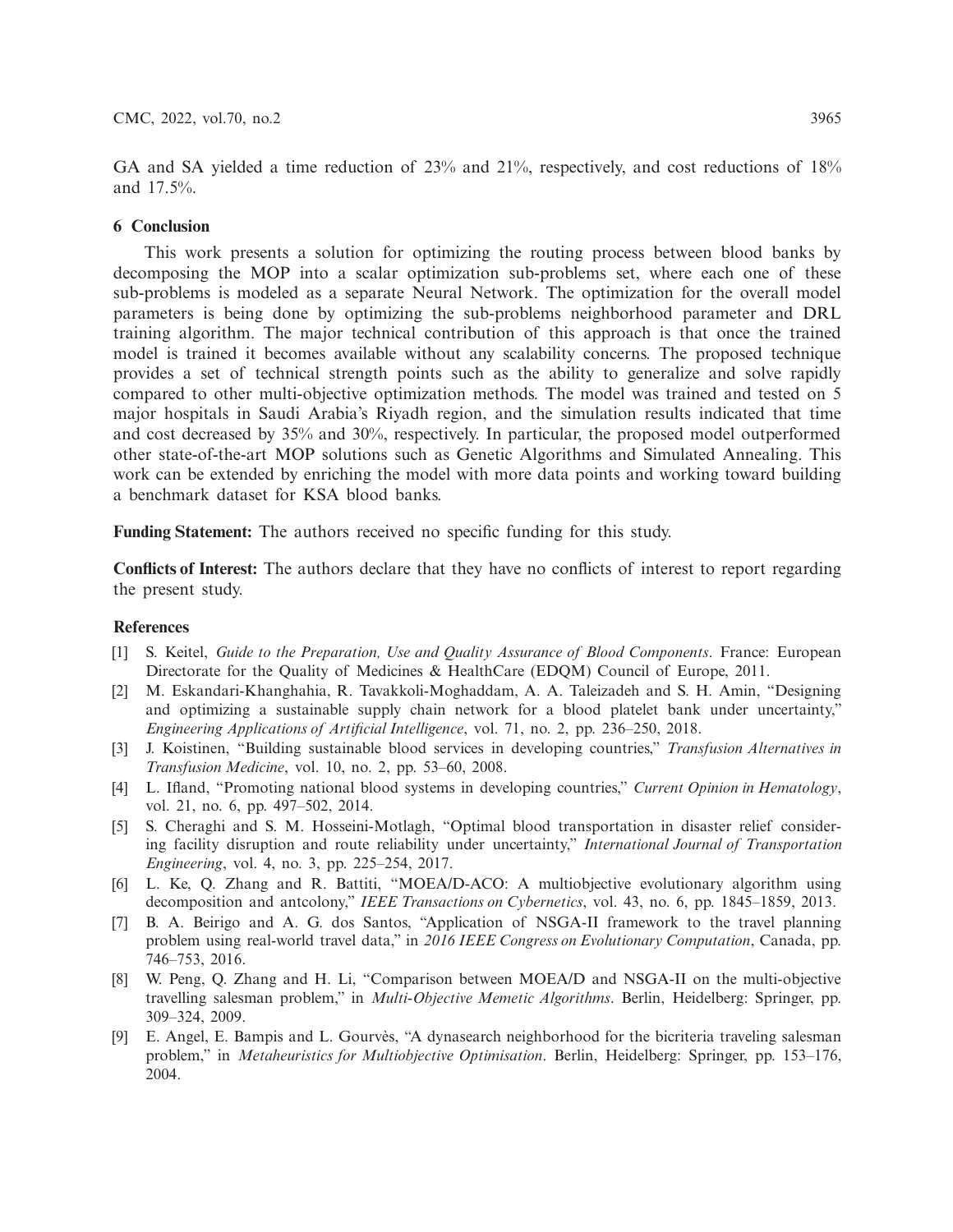GA and SA yielded a time reduction of 23% and 21%, respectively, and cost reductions of 18% and 17.5%.

## 6 Conclusion

This work presents a solution for optimizing the routing process between blood banks by decomposing the MOP into a scalar optimization sub-problems set, where each one of these sub-problems is modeled as a separate Neural Network. The optimization for the overall model parameters is being done by optimizing the sub-problems neighborhood parameter and DRL training algorithm. The major technical contribution of this approach is that once the trained model is trained it becomes available without any scalability concerns. The proposed technique provides a set of technical strength points such as the ability to generalize and solve rapidly compared to other multi-objective optimization methods. The model was trained and tested on 5 major hospitals in Saudi Arabia's Riyadh region, and the simulation results indicated that time and cost decreased by 35% and 30%, respectively. In particular, the proposed model outperformed other state-of-the-art MOP solutions such as Genetic Algorithms and Simulated Annealing. This work can be extended by enriching the model with more data points and working toward building a benchmark dataset for KSA blood banks.

**Funding Statement:** The authors received no specific funding for this study.

**Conflicts of Interest:** The authors declare that they have no conflicts of interest to report regarding the present study.

## References

[1] S. Keitel, *Guide to the Preparation, Use and Quality Assurance of Blood Components*. France: European Directorate for the Quality of Medicines & HealthCare (EDQM) Council of Europe, 2011.

[2] M. Eskandari-Khanghahia, R. Tavakkoli-Moghaddam, A. A. Taleizadeh and S. H. Amin, "Designing and optimizing a sustainable supply chain network for a blood platelet bank under uncertainty," *Engineering Applications of Artificial Intelligence*, vol. 71, no. 2, pp. 236–250, 2018.

[3] J. Koistinen, "Building sustainable blood services in developing countries," *Transfusion Alternatives in Transfusion Medicine*, vol. 10, no. 2, pp. 53–60, 2008.

[4] L. Ifland, "Promoting national blood systems in developing countries," *Current Opinion in Hematology*, vol. 21, no. 6, pp. 497–502, 2014.

[5] S. Cheraghi and S. M. Hosseini-Motlagh, "Optimal blood transportation in disaster relief considering facility disruption and route reliability under uncertainty," *International Journal of Transportation Engineering*, vol. 4, no. 3, pp. 225–254, 2017.

[6] L. Ke, Q. Zhang and R. Battiti, "MOEA/D-ACO: A multiobjective evolutionary algorithm using decomposition and antcolony," *IEEE Transactions on Cybernetics*, vol. 43, no. 6, pp. 1845–1859, 2013.

[7] B. A. Beirigo and A. G. dos Santos, "Application of NSGA-II framework to the travel planning problem using real-world travel data," in *2016 IEEE Congress on Evolutionary Computation*, Canada, pp. 746–753, 2016.

[8] W. Peng, Q. Zhang and H. Li, "Comparison between MOEA/D and NSGA-II on the multi-objective travelling salesman problem," in *Multi-Objective Memetic Algorithms*. Berlin, Heidelberg: Springer, pp. 309–324, 2009.

[9] E. Angel, E. Bampis and L. Gourvès, "A dynasearch neighborhood for the bicriteria traveling salesman problem," in *Metaheuristics for Multiobjective Optimisation*. Berlin, Heidelberg: Springer, pp. 153–176, 2004.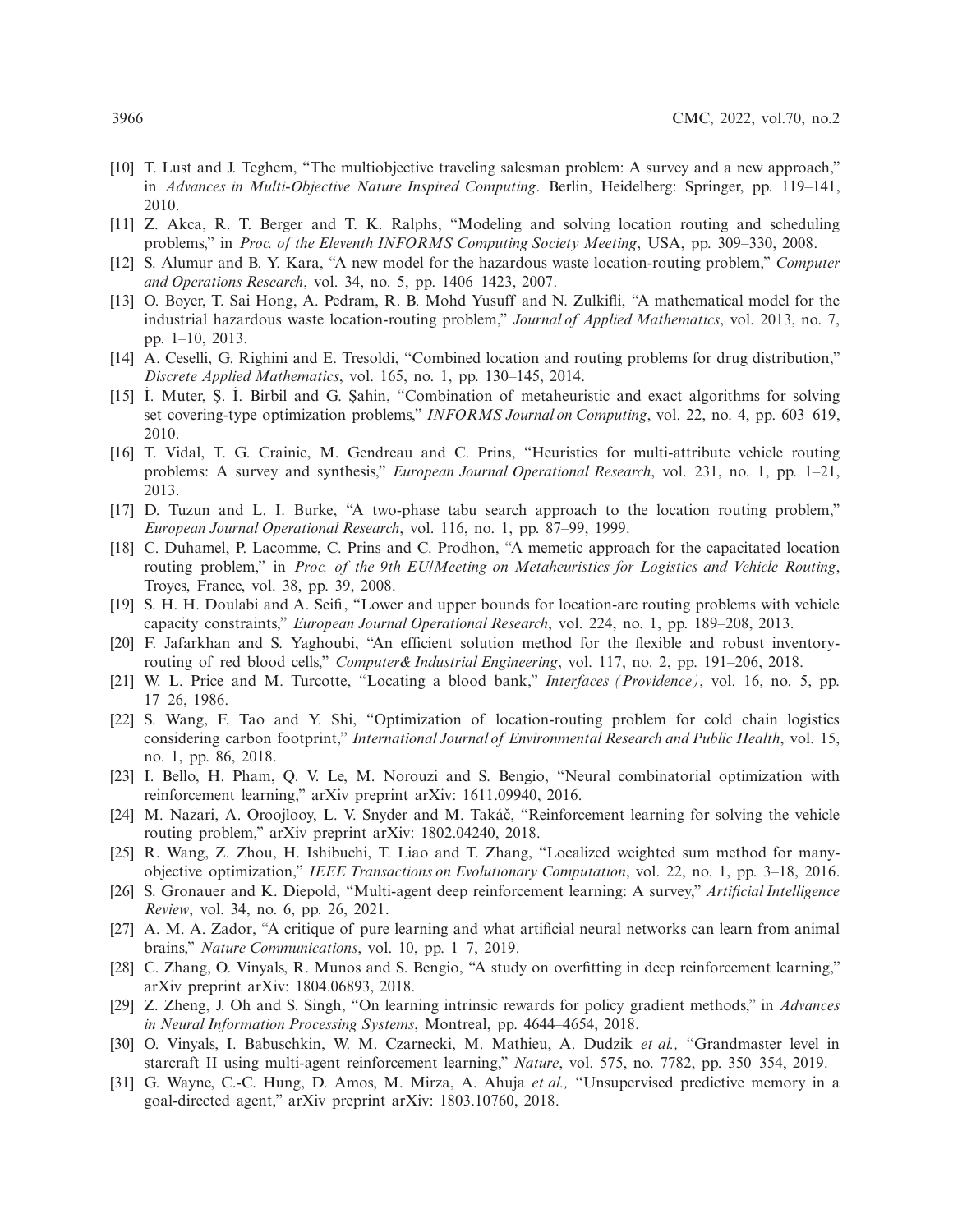[10] T. Lust and J. Teghem, "The multiobjective traveling salesman problem: A survey and a new approach," in *Advances in Multi-Objective Nature Inspired Computing*. Berlin, Heidelberg: Springer, pp. 119–141, 2010.

[11] Z. Akca, R. T. Berger and T. K. Ralphs, "Modeling and solving location routing and scheduling problems," in *Proc. of the Eleventh INFORMS Computing Society Meeting*, USA, pp. 309–330, 2008.

[12] S. Alumur and B. Y. Kara, "A new model for the hazardous waste location-routing problem," *Computer and Operations Research*, vol. 34, no. 5, pp. 1406–1423, 2007.

[13] O. Boyer, T. Sai Hong, A. Pedram, R. B. Mohd Yusuff and N. Zulkifli, "A mathematical model for the industrial hazardous waste location-routing problem," *Journal of Applied Mathematics*, vol. 2013, no. 7, pp. 1–10, 2013.

[14] A. Ceselli, G. Righini and E. Tresoldi, "Combined location and routing problems for drug distribution," *Discrete Applied Mathematics*, vol. 165, no. 1, pp. 130–145, 2014.

[15] İ. Muter, Ş. İ. Birbil and G. Şahin, "Combination of metaheuristic and exact algorithms for solving set covering-type optimization problems," *INFORMS Journal on Computing*, vol. 22, no. 4, pp. 603–619, 2010.

[16] T. Vidal, T. G. Crainic, M. Gendreau and C. Prins, "Heuristics for multi-attribute vehicle routing problems: A survey and synthesis," *European Journal Operational Research*, vol. 231, no. 1, pp. 1–21, 2013.

[17] D. Tuzun and L. I. Burke, "A two-phase tabu search approach to the location routing problem," *European Journal Operational Research*, vol. 116, no. 1, pp. 87–99, 1999.

[18] C. Duhamel, P. Lacomme, C. Prins and C. Prodhon, "A memetic approach for the capacitated location routing problem," in *Proc. of the 9th EU/Meeting on Metaheuristics for Logistics and Vehicle Routing*, Troyes, France, vol. 38, pp. 39, 2008.

[19] S. H. H. Doulabi and A. Seifi, "Lower and upper bounds for location-arc routing problems with vehicle capacity constraints," *European Journal Operational Research*, vol. 224, no. 1, pp. 189–208, 2013.

[20] F. Jafarkhan and S. Yaghoubi, "An efficient solution method for the flexible and robust inventory-routing of red blood cells," *Computer& Industrial Engineering*, vol. 117, no. 2, pp. 191–206, 2018.

[21] W. L. Price and M. Turcotte, "Locating a blood bank," *Interfaces (Providence)*, vol. 16, no. 5, pp. 17–26, 1986.

[22] S. Wang, F. Tao and Y. Shi, "Optimization of location-routing problem for cold chain logistics considering carbon footprint," *International Journal of Environmental Research and Public Health*, vol. 15, no. 1, pp. 86, 2018.

[23] I. Bello, H. Pham, Q. V. Le, M. Norouzi and S. Bengio, "Neural combinatorial optimization with reinforcement learning," arXiv preprint arXiv: 1611.09940, 2016.

[24] M. Nazari, A. Oroojlooy, L. V. Snyder and M. Takáč, "Reinforcement learning for solving the vehicle routing problem," arXiv preprint arXiv: 1802.04240, 2018.

[25] R. Wang, Z. Zhou, H. Ishibuchi, T. Liao and T. Zhang, "Localized weighted sum method for many-objective optimization," *IEEE Transactions on Evolutionary Computation*, vol. 22, no. 1, pp. 3–18, 2016.

[26] S. Gronauer and K. Diepold, "Multi-agent deep reinforcement learning: A survey," *Artificial Intelligence Review*, vol. 34, no. 6, pp. 26, 2021.

[27] A. M. A. Zador, "A critique of pure learning and what artificial neural networks can learn from animal brains," *Nature Communications*, vol. 10, pp. 1–7, 2019.

[28] C. Zhang, O. Vinyals, R. Munos and S. Bengio, "A study on overfitting in deep reinforcement learning," arXiv preprint arXiv: 1804.06893, 2018.

[29] Z. Zheng, J. Oh and S. Singh, "On learning intrinsic rewards for policy gradient methods," in *Advances in Neural Information Processing Systems*, Montreal, pp. 4644–4654, 2018.

[30] O. Vinyals, I. Babuschkin, W. M. Czarnecki, M. Mathieu, A. Dudzik *et al.,* "Grandmaster level in starcraft II using multi-agent reinforcement learning," *Nature*, vol. 575, no. 7782, pp. 350–354, 2019.

[31] G. Wayne, C.-C. Hung, D. Amos, M. Mirza, A. Ahuja *et al.,* "Unsupervised predictive memory in a goal-directed agent," arXiv preprint arXiv: 1803.10760, 2018.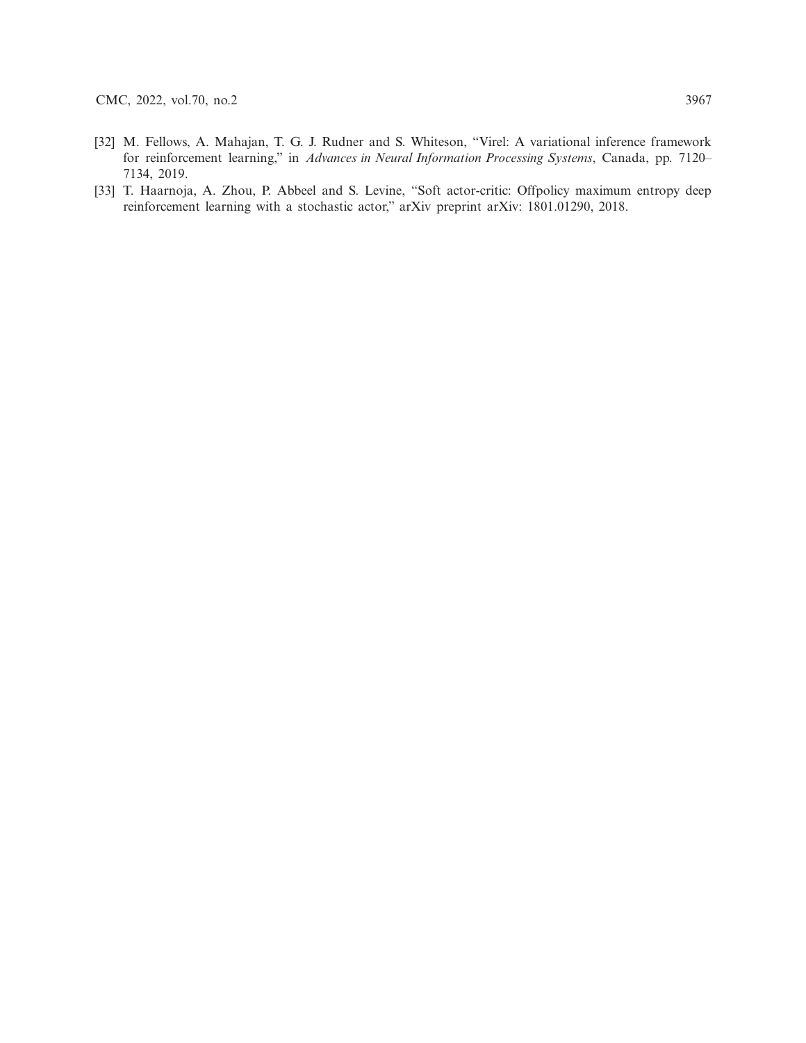[32] M. Fellows, A. Mahajan, T. G. J. Rudner and S. Whiteson, "Virel: A variational inference framework for reinforcement learning," in *Advances in Neural Information Processing Systems*, Canada, pp. 7120–7134, 2019.

[33] T. Haarnoja, A. Zhou, P. Abbeel and S. Levine, "Soft actor-critic: Offpolicy maximum entropy deep reinforcement learning with a stochastic actor," arXiv preprint arXiv: 1801.01290, 2018.